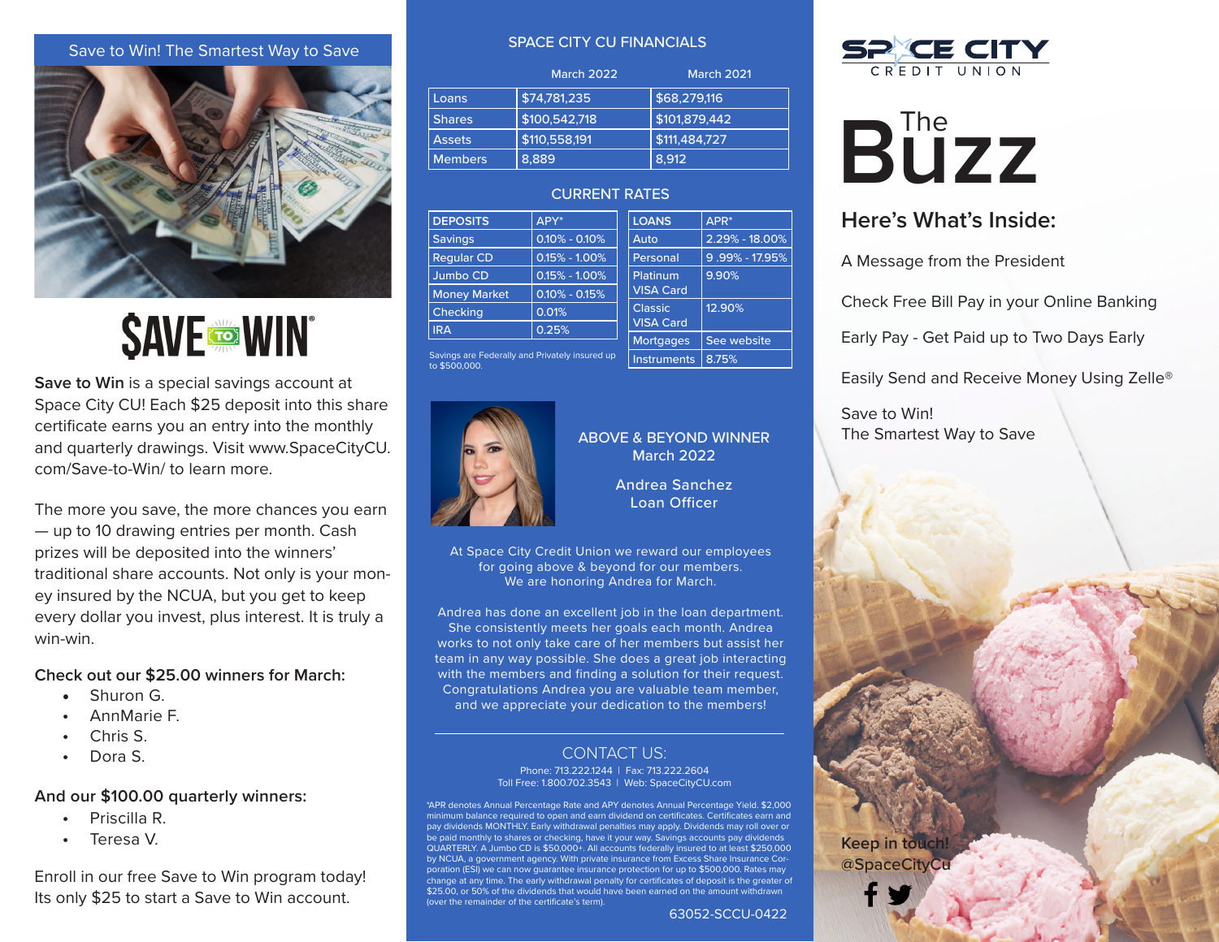## Save to Win! The Smartest Way to Save

**SAVE TO WIN**

**Save to Win** is a special savings account at Space City CU! Each $25 deposit into this share certificate earns you an entry into the monthly and quarterly drawings. Visit www.SpaceCityCU.com/Save-to-Win/ to learn more.

The more you save, the more chances you earn — up to 10 drawing entries per month. Cash prizes will be deposited into the winners' traditional share accounts. Not only is your money insured by the NCUA, but you get to keep every dollar you invest, plus interest. It is truly a win-win.

**Check out our $25.00 winners for March:**

- Shuron G.
- AnnMarie F.
- Chris S.
- Dora S.

**And our $100.00 quarterly winners:**

- Priscilla R.
- Teresa V.

Enroll in our free Save to Win program today! Its only $25 to start a Save to Win account.

## SPACE CITY CU FINANCIALS

| | March 2022 | March 2021 |
|---|---|---|
| Loans | $74,781,235 | $68,279,116 |
| Shares | $100,542,718 | $101,879,442 |
| Assets | $110,558,191 | $111,484,727 |
| Members | 8,889 | 8,912 |

## CURRENT RATES

| DEPOSITS | APY* |
|---|---|
| Savings | 0.10% - 0.10% |
| Regular CD | 0.15% - 1.00% |
| Jumbo CD | 0.15% - 1.00% |
| Money Market | 0.10% - 0.15% |
| Checking | 0.01% |
| IRA | 0.25% |

Savings are Federally and Privately insured up to $500,000.

| LOANS | APR* |
|---|---|
| Auto | 2.29% - 18.00% |
| Personal | 9 .99% - 17.95% |
| Platinum VISA Card | 9.90% |
| Classic VISA Card | 12.90% |
| Mortgages | See website |
| Instruments | 8.75% |

### ABOVE & BEYOND WINNER
March 2022

Andrea Sanchez
Loan Officer

At Space City Credit Union we reward our employees for going above & beyond for our members. We are honoring Andrea for March.

Andrea has done an excellent job in the loan department. She consistently meets her goals each month. Andrea works to not only take care of her members but assist her team in any way possible. She does a great job interacting with the members and finding a solution for their request. Congratulations Andrea you are valuable team member, and we appreciate your dedication to the members!

### CONTACT US:

Phone: 713.222.1244 | Fax: 713.222.2604
Toll Free: 1.800.702.3543 | Web: SpaceCityCU.com

*APR denotes Annual Percentage Rate and APY denotes Annual Percentage Yield. $2,000 minimum balance required to open and earn dividend on certificates. Certificates earn and pay dividends MONTHLY. Early withdrawal penalties may apply. Dividends may roll over or be paid monthly to shares or checking, have it your way. Savings accounts pay dividends QUARTERLY. A Jumbo CD is $50,000+. All accounts federally insured to at least $250,000 by NCUA, a government agency. With private insurance from Excess Share Insurance Corporation (ESI) we can now guarantee insurance protection for up to $500,000. Rates may change at any time. The early withdrawal penalty for certificates of deposit is the greater of $25.00, or 50% of the dividends that would have been earned on the amount withdrawn (over the remainder of the certificate's term).

63052-SCCU-0422

SPACE CITY CREDIT UNION

# The Buzz

## Here's What's Inside:

A Message from the President

Check Free Bill Pay in your Online Banking

Early Pay - Get Paid up to Two Days Early

Easily Send and Receive Money Using Zelle®

Save to Win!
The Smartest Way to Save

Keep in touch!
@SpaceCityCu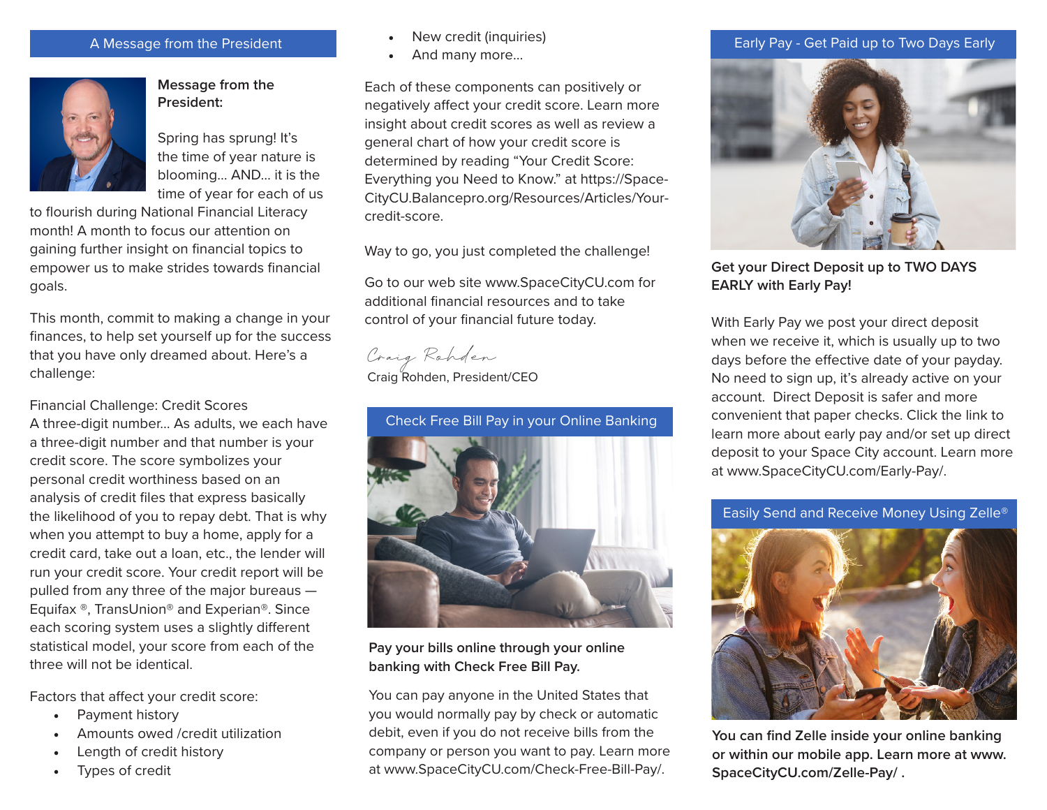## A Message from the President

**Message from the President:**

Spring has sprung! It's the time of year nature is blooming... AND... it is the time of year for each of us to flourish during National Financial Literacy month! A month to focus our attention on gaining further insight on financial topics to empower us to make strides towards financial goals.

This month, commit to making a change in your finances, to help set yourself up for the success that you have only dreamed about. Here's a challenge:

Financial Challenge: Credit Scores
A three-digit number... As adults, we each have a three-digit number and that number is your credit score. The score symbolizes your personal credit worthiness based on an analysis of credit files that express basically the likelihood of you to repay debt. That is why when you attempt to buy a home, apply for a credit card, take out a loan, etc., the lender will run your credit score. Your credit report will be pulled from any three of the major bureaus — Equifax ®, TransUnion® and Experian®. Since each scoring system uses a slightly different statistical model, your score from each of the three will not be identical.

Factors that affect your credit score:

- Payment history
- Amounts owed /credit utilization
- Length of credit history
- Types of credit
- New credit (inquiries)
- And many more...

Each of these components can positively or negatively affect your credit score. Learn more insight about credit scores as well as review a general chart of how your credit score is determined by reading "Your Credit Score: Everything you Need to Know." at https://Space-CityCU.Balancepro.org/Resources/Articles/Your-credit-score.

Way to go, you just completed the challenge!

Go to our web site www.SpaceCityCU.com for additional financial resources and to take control of your financial future today.

Craig Rohden
Craig Rohden, President/CEO

## Check Free Bill Pay in your Online Banking

**Pay your bills online through your online banking with Check Free Bill Pay.**

You can pay anyone in the United States that you would normally pay by check or automatic debit, even if you do not receive bills from the company or person you want to pay. Learn more at www.SpaceCityCU.com/Check-Free-Bill-Pay/.

## Early Pay - Get Paid up to Two Days Early

**Get your Direct Deposit up to TWO DAYS EARLY with Early Pay!**

With Early Pay we post your direct deposit when we receive it, which is usually up to two days before the effective date of your payday. No need to sign up, it's already active on your account. Direct Deposit is safer and more convenient that paper checks. Click the link to learn more about early pay and/or set up direct deposit to your Space City account. Learn more at www.SpaceCityCU.com/Early-Pay/.

## Easily Send and Receive Money Using Zelle®

**You can find Zelle inside your online banking or within our mobile app. Learn more at www.SpaceCityCU.com/Zelle-Pay/ .**